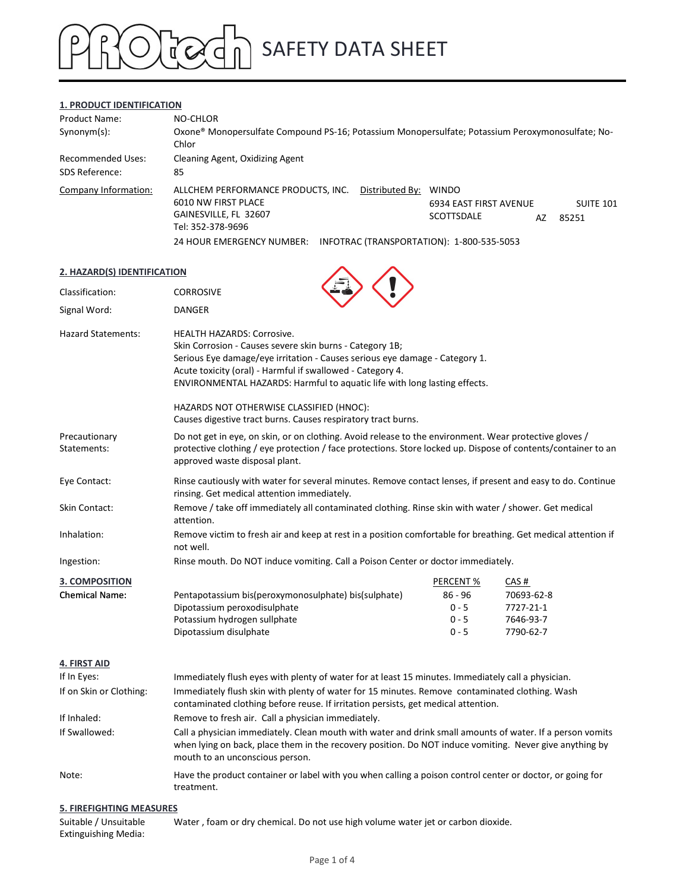# PROtech SAFETY DATA SHEET

## 1. PRODUCT IDENTIFICATION

| | |
|---|---|
| Product Name: | NO-CHLOR |
| Synonym(s): | Oxone® Monopersulfate Compound PS-16; Potassium Monopersulfate; Potassium Peroxymonosulfate; No-Chlor |
| Recommended Uses: | Cleaning Agent, Oxidizing Agent |
| SDS Reference: | 85 |

**Company Information:**

ALLCHEM PERFORMANCE PRODUCTS, INC.
6010 NW FIRST PLACE
GAINESVILLE, FL 32607
Tel: 352-378-9696

Distributed By: WINDO
6934 EAST FIRST AVENUE SUITE 101
SCOTTSDALE AZ 85251

24 HOUR EMERGENCY NUMBER: INFOTRAC (TRANSPORTATION): 1-800-535-5053

## 2. HAZARD(S) IDENTIFICATION

| | |
|---|---|
| Classification: | CORROSIVE |
| Signal Word: | DANGER |
| Hazard Statements: | HEALTH HAZARDS: Corrosive.<br>Skin Corrosion - Causes severe skin burns - Category 1B;<br>Serious Eye damage/eye irritation - Causes serious eye damage - Category 1.<br>Acute toxicity (oral) - Harmful if swallowed - Category 4.<br>ENVIRONMENTAL HAZARDS: Harmful to aquatic life with long lasting effects.<br><br>HAZARDS NOT OTHERWISE CLASSIFIED (HNOC):<br>Causes digestive tract burns. Causes respiratory tract burns. |
| Precautionary Statements: | Do not get in eye, on skin, or on clothing. Avoid release to the environment. Wear protective gloves / protective clothing / eye protection / face protections. Store locked up. Dispose of contents/container to an approved waste disposal plant. |
| Eye Contact: | Rinse cautiously with water for several minutes. Remove contact lenses, if present and easy to do. Continue rinsing. Get medical attention immediately. |
| Skin Contact: | Remove / take off immediately all contaminated clothing. Rinse skin with water / shower. Get medical attention. |
| Inhalation: | Remove victim to fresh air and keep at rest in a position comfortable for breathing. Get medical attention if not well. |
| Ingestion: | Rinse mouth. Do NOT induce vomiting. Call a Poison Center or doctor immediately. |

## 3. COMPOSITION

| Chemical Name: | | PERCENT % | CAS # |
|---|---|---|---|
| | Pentapotassium bis(peroxymonosulphate) bis(sulphate) | 86 - 96 | 70693-62-8 |
| | Dipotassium peroxodisulphate | 0 - 5 | 7727-21-1 |
| | Potassium hydrogen sullphate | 0 - 5 | 7646-93-7 |
| | Dipotassium disulphate | 0 - 5 | 7790-62-7 |

## 4. FIRST AID

| | |
|---|---|
| If In Eyes: | Immediately flush eyes with plenty of water for at least 15 minutes. Immediately call a physician. |
| If on Skin or Clothing: | Immediately flush skin with plenty of water for 15 minutes. Remove contaminated clothing. Wash contaminated clothing before reuse. If irritation persists, get medical attention. |
| If Inhaled: | Remove to fresh air. Call a physician immediately. |
| If Swallowed: | Call a physician immediately. Clean mouth with water and drink small amounts of water. If a person vomits when lying on back, place them in the recovery position. Do NOT induce vomiting. Never give anything by mouth to an unconscious person. |
| Note: | Have the product container or label with you when calling a poison control center or doctor, or going for treatment. |

## 5. FIREFIGHTING MEASURES

| | |
|---|---|
| Suitable / Unsuitable Extinguishing Media: | Water , foam or dry chemical. Do not use high volume water jet or carbon dioxide. |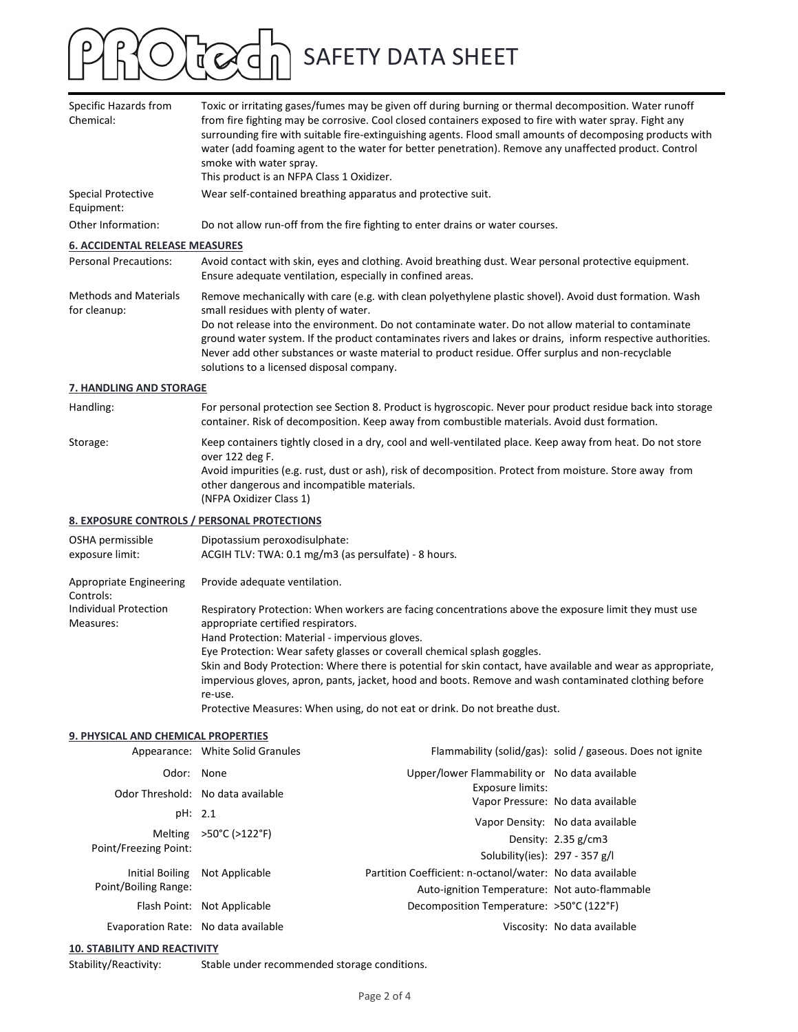| | |
|---|---|
| Specific Hazards from Chemical: | Toxic or irritating gases/fumes may be given off during burning or thermal decomposition. Water runoff from fire fighting may be corrosive. Cool closed containers exposed to fire with water spray. Fight any surrounding fire with suitable fire-extinguishing agents. Flood small amounts of decomposing products with water (add foaming agent to the water for better penetration). Remove any unaffected product. Control smoke with water spray.<br>This product is an NFPA Class 1 Oxidizer. |
| Special Protective Equipment: | Wear self-contained breathing apparatus and protective suit. |
| Other Information: | Do not allow run-off from the fire fighting to enter drains or water courses. |

## 6. ACCIDENTAL RELEASE MEASURES

| | |
|---|---|
| Personal Precautions: | Avoid contact with skin, eyes and clothing. Avoid breathing dust. Wear personal protective equipment. Ensure adequate ventilation, especially in confined areas. |
| Methods and Materials for cleanup: | Remove mechanically with care (e.g. with clean polyethylene plastic shovel). Avoid dust formation. Wash small residues with plenty of water.<br>Do not release into the environment. Do not contaminate water. Do not allow material to contaminate ground water system. If the product contaminates rivers and lakes or drains, inform respective authorities. Never add other substances or waste material to product residue. Offer surplus and non-recyclable solutions to a licensed disposal company. |

## 7. HANDLING AND STORAGE

| | |
|---|---|
| Handling: | For personal protection see Section 8. Product is hygroscopic. Never pour product residue back into storage container. Risk of decomposition. Keep away from combustible materials. Avoid dust formation. |
| Storage: | Keep containers tightly closed in a dry, cool and well-ventilated place. Keep away from heat. Do not store over 122 deg F.<br>Avoid impurities (e.g. rust, dust or ash), risk of decomposition. Protect from moisture. Store away from other dangerous and incompatible materials.<br>(NFPA Oxidizer Class 1) |

## 8. EXPOSURE CONTROLS / PERSONAL PROTECTIONS

| | |
|---|---|
| OSHA permissible exposure limit: | Dipotassium peroxodisulphate:<br>ACGIH TLV: TWA: 0.1 mg/m3 (as persulfate) - 8 hours. |
| Appropriate Engineering Controls: | Provide adequate ventilation. |
| Individual Protection Measures: | Respiratory Protection: When workers are facing concentrations above the exposure limit they must use appropriate certified respirators.<br>Hand Protection: Material - impervious gloves.<br>Eye Protection: Wear safety glasses or coverall chemical splash goggles.<br>Skin and Body Protection: Where there is potential for skin contact, have available and wear as appropriate, impervious gloves, apron, pants, jacket, hood and boots. Remove and wash contaminated clothing before re-use.<br>Protective Measures: When using, do not eat or drink. Do not breathe dust. |

## 9. PHYSICAL AND CHEMICAL PROPERTIES

| Property | Value | Property | Value |
|---|---|---|---|
| Appearance: | White Solid Granules | Flammability (solid/gas): | solid / gaseous. Does not ignite |
| Odor: | None | Upper/lower Flammability or Exposure limits: | No data available |
| Odor Threshold: | No data available | Vapor Pressure: | No data available |
| pH: | 2.1 | Vapor Density: | No data available |
| Melting Point/Freezing Point: | >50°C (>122°F) | Density: | 2.35 g/cm3 |
| | | Solubility(ies): | 297 - 357 g/l |
| Initial Boiling Point/Boiling Range: | Not Applicable | Partition Coefficient: n-octanol/water: | No data available |
| | | Auto-ignition Temperature: | Not auto-flammable |
| Flash Point: | Not Applicable | Decomposition Temperature: | >50°C (122°F) |
| Evaporation Rate: | No data available | Viscosity: | No data available |

## 10. STABILITY AND REACTIVITY

| | |
|---|---|
| Stability/Reactivity: | Stable under recommended storage conditions. |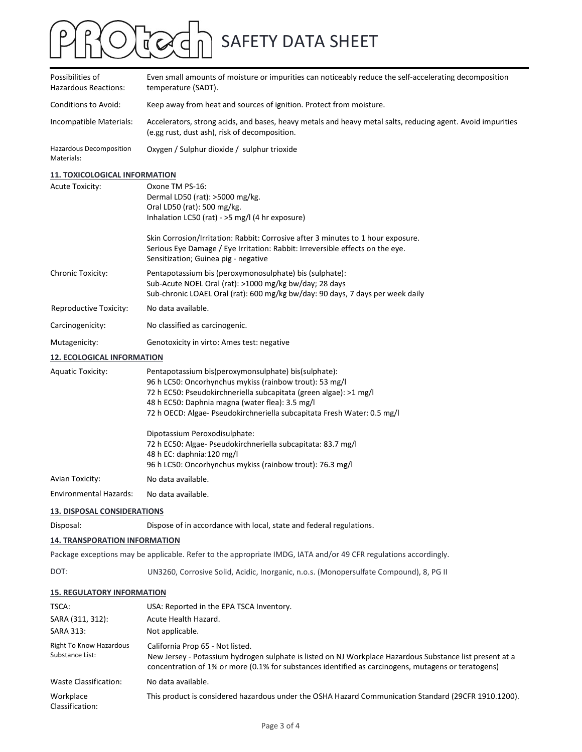| | |
|---|---|
| Possibilities of Hazardous Reactions: | Even small amounts of moisture or impurities can noticeably reduce the self-accelerating decomposition temperature (SADT). |
| Conditions to Avoid: | Keep away from heat and sources of ignition. Protect from moisture. |
| Incompatible Materials: | Accelerators, strong acids, and bases, heavy metals and heavy metal salts, reducing agent. Avoid impurities (e.gg rust, dust ash), risk of decomposition. |
| Hazardous Decomposition Materials: | Oxygen / Sulphur dioxide / sulphur trioxide |

## 11. TOXICOLOGICAL INFORMATION

| | |
|---|---|
| Acute Toxicity: | Oxone TM PS-16:<br>Dermal LD50 (rat): >5000 mg/kg.<br>Oral LD50 (rat): 500 mg/kg.<br>Inhalation LC50 (rat) - >5 mg/l (4 hr exposure)<br><br>Skin Corrosion/Irritation: Rabbit: Corrosive after 3 minutes to 1 hour exposure.<br>Serious Eye Damage / Eye Irritation: Rabbit: Irreversible effects on the eye.<br>Sensitization; Guinea pig - negative |
| Chronic Toxicity: | Pentapotassium bis (peroxymonosulphate) bis (sulphate):<br>Sub-Acute NOEL Oral (rat): >1000 mg/kg bw/day; 28 days<br>Sub-chronic LOAEL Oral (rat): 600 mg/kg bw/day: 90 days, 7 days per week daily |
| Reproductive Toxicity: | No data available. |
| Carcinogenicity: | No classified as carcinogenic. |
| Mutagenicity: | Genotoxicity in virto: Ames test: negative |

## 12. ECOLOGICAL INFORMATION

| | |
|---|---|
| Aquatic Toxicity: | Pentapotassium bis(peroxymonsulphate) bis(sulphate):<br>96 h LC50: Oncorhynchus mykiss (rainbow trout): 53 mg/l<br>72 h EC50: Pseudokirchneriella subcapitata (green algae): >1 mg/l<br>48 h EC50: Daphnia magna (water flea): 3.5 mg/l<br>72 h OECD: Algae- Pseudokirchneriella subcapitata Fresh Water: 0.5 mg/l<br><br>Dipotassium Peroxodisulphate:<br>72 h EC50: Algae- Pseudokirchneriella subcapitata: 83.7 mg/l<br>48 h EC: daphnia:120 mg/l<br>96 h LC50: Oncorhynchus mykiss (rainbow trout): 76.3 mg/l |
| Avian Toxicity: | No data available. |
| Environmental Hazards: | No data available. |

## 13. DISPOSAL CONSIDERATIONS

| | |
|---|---|
| Disposal: | Dispose of in accordance with local, state and federal regulations. |

## 14. TRANSPORATION INFORMATION

Package exceptions may be applicable. Refer to the appropriate IMDG, IATA and/or 49 CFR regulations accordingly.

| | |
|---|---|
| DOT: | UN3260, Corrosive Solid, Acidic, Inorganic, n.o.s. (Monopersulfate Compound), 8, PG II |

## 15. REGULATORY INFORMATION

| | |
|---|---|
| TSCA: | USA: Reported in the EPA TSCA Inventory. |
| SARA (311, 312): | Acute Health Hazard. |
| SARA 313: | Not applicable. |
| Right To Know Hazardous Substance List: | California Prop 65 - Not listed.<br>New Jersey - Potassium hydrogen sulphate is listed on NJ Workplace Hazardous Substance list present at a concentration of 1% or more (0.1% for substances identified as carcinogens, mutagens or teratogens) |
| Waste Classification: | No data available. |
| Workplace Classification: | This product is considered hazardous under the OSHA Hazard Communication Standard (29CFR 1910.1200). |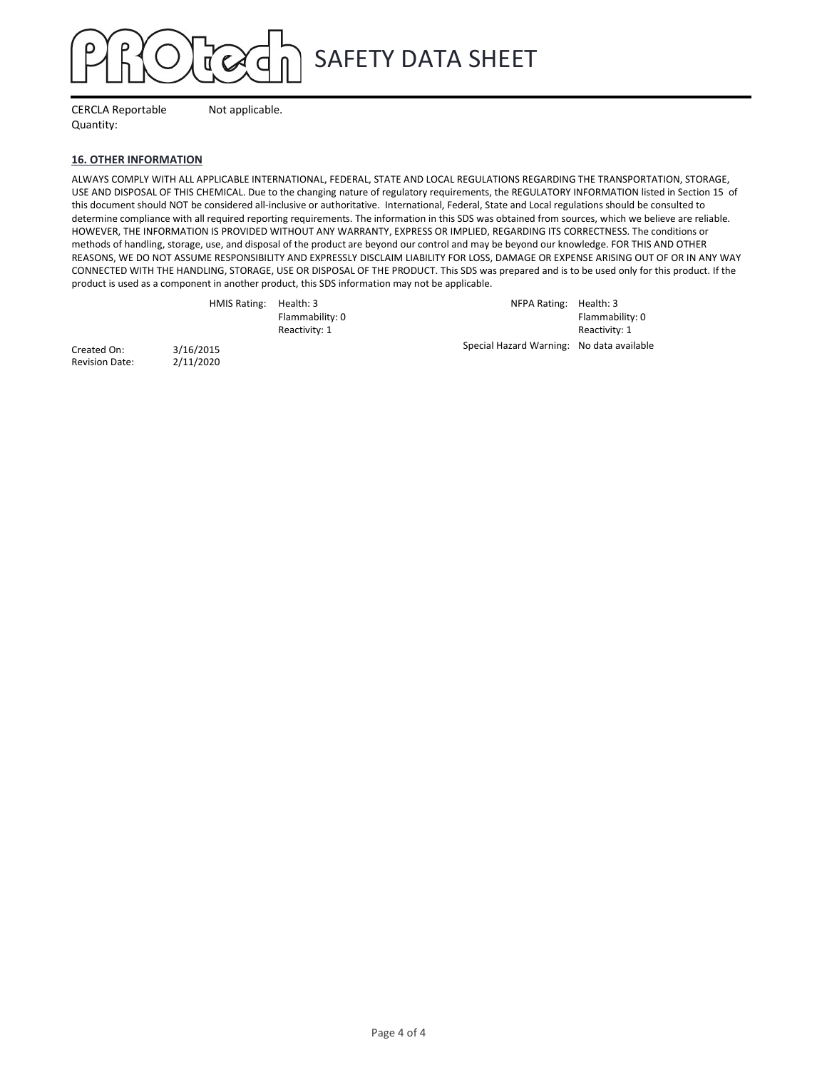CERCLA Reportable Quantity: Not applicable.

## 16. OTHER INFORMATION

ALWAYS COMPLY WITH ALL APPLICABLE INTERNATIONAL, FEDERAL, STATE AND LOCAL REGULATIONS REGARDING THE TRANSPORTATION, STORAGE, USE AND DISPOSAL OF THIS CHEMICAL. Due to the changing nature of regulatory requirements, the REGULATORY INFORMATION listed in Section 15 of this document should NOT be considered all-inclusive or authoritative. International, Federal, State and Local regulations should be consulted to determine compliance with all required reporting requirements. The information in this SDS was obtained from sources, which we believe are reliable. HOWEVER, THE INFORMATION IS PROVIDED WITHOUT ANY WARRANTY, EXPRESS OR IMPLIED, REGARDING ITS CORRECTNESS. The conditions or methods of handling, storage, use, and disposal of the product are beyond our control and may be beyond our knowledge. FOR THIS AND OTHER REASONS, WE DO NOT ASSUME RESPONSIBILITY AND EXPRESSLY DISCLAIM LIABILITY FOR LOSS, DAMAGE OR EXPENSE ARISING OUT OF OR IN ANY WAY CONNECTED WITH THE HANDLING, STORAGE, USE OR DISPOSAL OF THE PRODUCT. This SDS was prepared and is to be used only for this product. If the product is used as a component in another product, this SDS information may not be applicable.

HMIS Rating:
Health: 3
Flammability: 0
Reactivity: 1

NFPA Rating:
Health: 3
Flammability: 0
Reactivity: 1

Special Hazard Warning: No data available

Created On: 3/16/2015
Revision Date: 2/11/2020